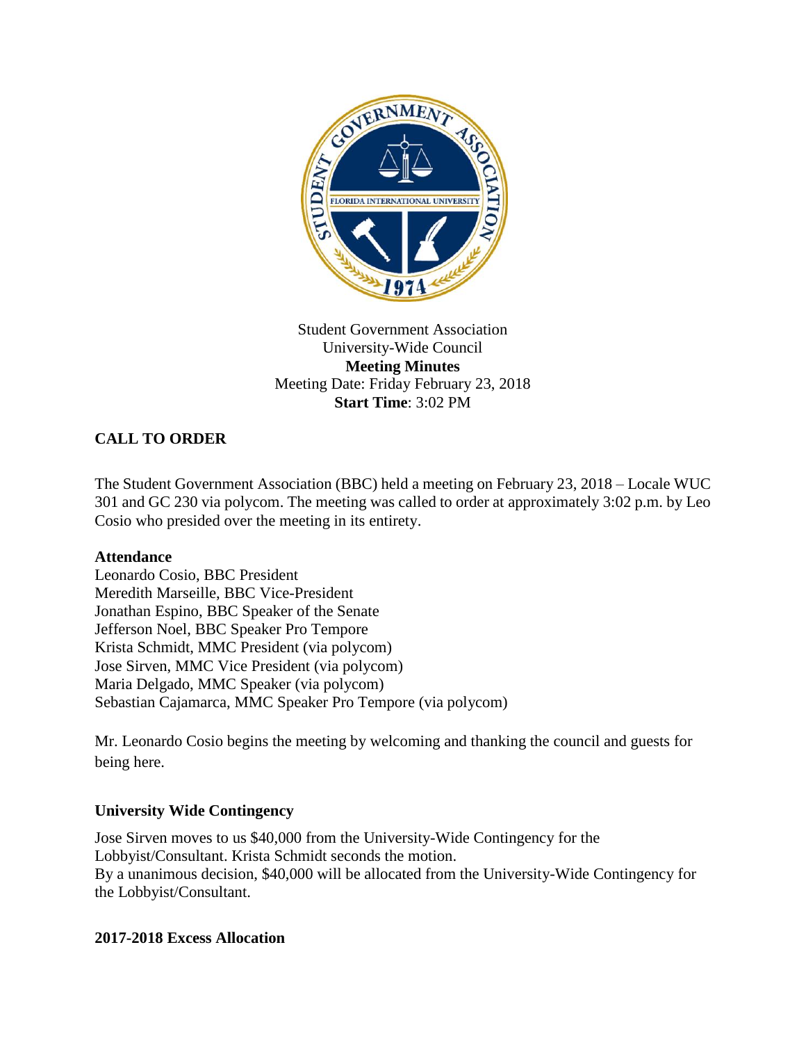Student Government Association
University-Wide Council
**Meeting Minutes**
Meeting Date: Friday February 23, 2018
**Start Time**: 3:02 PM

## CALL TO ORDER

The Student Government Association (BBC) held a meeting on February 23, 2018 – Locale WUC 301 and GC 230 via polycom. The meeting was called to order at approximately 3:02 p.m. by Leo Cosio who presided over the meeting in its entirety.

### Attendance

Leonardo Cosio, BBC President
Meredith Marseille, BBC Vice-President
Jonathan Espino, BBC Speaker of the Senate
Jefferson Noel, BBC Speaker Pro Tempore
Krista Schmidt, MMC President (via polycom)
Jose Sirven, MMC Vice President (via polycom)
Maria Delgado, MMC Speaker (via polycom)
Sebastian Cajamarca, MMC Speaker Pro Tempore (via polycom)

Mr. Leonardo Cosio begins the meeting by welcoming and thanking the council and guests for being here.

### University Wide Contingency

Jose Sirven moves to us $40,000 from the University-Wide Contingency for the Lobbyist/Consultant. Krista Schmidt seconds the motion.
By a unanimous decision, $40,000 will be allocated from the University-Wide Contingency for the Lobbyist/Consultant.

### 2017-2018 Excess Allocation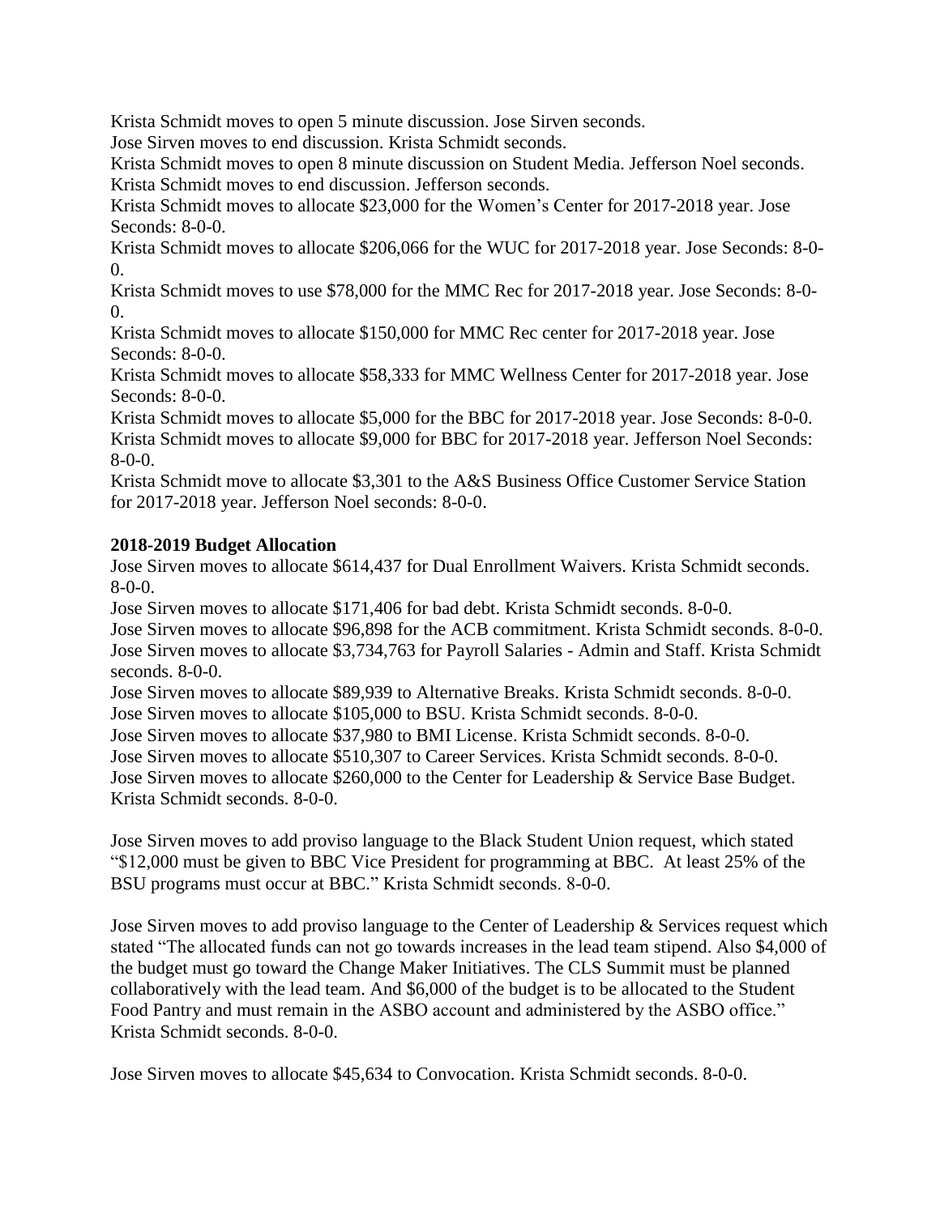Krista Schmidt moves to open 5 minute discussion. Jose Sirven seconds.
Jose Sirven moves to end discussion. Krista Schmidt seconds.
Krista Schmidt moves to open 8 minute discussion on Student Media. Jefferson Noel seconds.
Krista Schmidt moves to end discussion. Jefferson seconds.
Krista Schmidt moves to allocate $23,000 for the Women's Center for 2017-2018 year. Jose Seconds: 8-0-0.
Krista Schmidt moves to allocate $206,066 for the WUC for 2017-2018 year. Jose Seconds: 8-0-0.
Krista Schmidt moves to use $78,000 for the MMC Rec for 2017-2018 year. Jose Seconds: 8-0-0.
Krista Schmidt moves to allocate $150,000 for MMC Rec center for 2017-2018 year. Jose Seconds: 8-0-0.
Krista Schmidt moves to allocate $58,333 for MMC Wellness Center for 2017-2018 year. Jose Seconds: 8-0-0.
Krista Schmidt moves to allocate $5,000 for the BBC for 2017-2018 year. Jose Seconds: 8-0-0.
Krista Schmidt moves to allocate $9,000 for BBC for 2017-2018 year. Jefferson Noel Seconds: 8-0-0.
Krista Schmidt move to allocate $3,301 to the A&S Business Office Customer Service Station for 2017-2018 year. Jefferson Noel seconds: 8-0-0.

**2018-2019 Budget Allocation**

Jose Sirven moves to allocate $614,437 for Dual Enrollment Waivers. Krista Schmidt seconds. 8-0-0.
Jose Sirven moves to allocate $171,406 for bad debt. Krista Schmidt seconds. 8-0-0.
Jose Sirven moves to allocate $96,898 for the ACB commitment. Krista Schmidt seconds. 8-0-0.
Jose Sirven moves to allocate $3,734,763 for Payroll Salaries - Admin and Staff. Krista Schmidt seconds. 8-0-0.
Jose Sirven moves to allocate $89,939 to Alternative Breaks. Krista Schmidt seconds. 8-0-0.
Jose Sirven moves to allocate $105,000 to BSU. Krista Schmidt seconds. 8-0-0.
Jose Sirven moves to allocate $37,980 to BMI License. Krista Schmidt seconds. 8-0-0.
Jose Sirven moves to allocate $510,307 to Career Services. Krista Schmidt seconds. 8-0-0.
Jose Sirven moves to allocate $260,000 to the Center for Leadership & Service Base Budget. Krista Schmidt seconds. 8-0-0.

Jose Sirven moves to add proviso language to the Black Student Union request, which stated "$12,000 must be given to BBC Vice President for programming at BBC. At least 25% of the BSU programs must occur at BBC." Krista Schmidt seconds. 8-0-0.

Jose Sirven moves to add proviso language to the Center of Leadership & Services request which stated "The allocated funds can not go towards increases in the lead team stipend. Also $4,000 of the budget must go toward the Change Maker Initiatives. The CLS Summit must be planned collaboratively with the lead team. And $6,000 of the budget is to be allocated to the Student Food Pantry and must remain in the ASBO account and administered by the ASBO office." Krista Schmidt seconds. 8-0-0.

Jose Sirven moves to allocate $45,634 to Convocation. Krista Schmidt seconds. 8-0-0.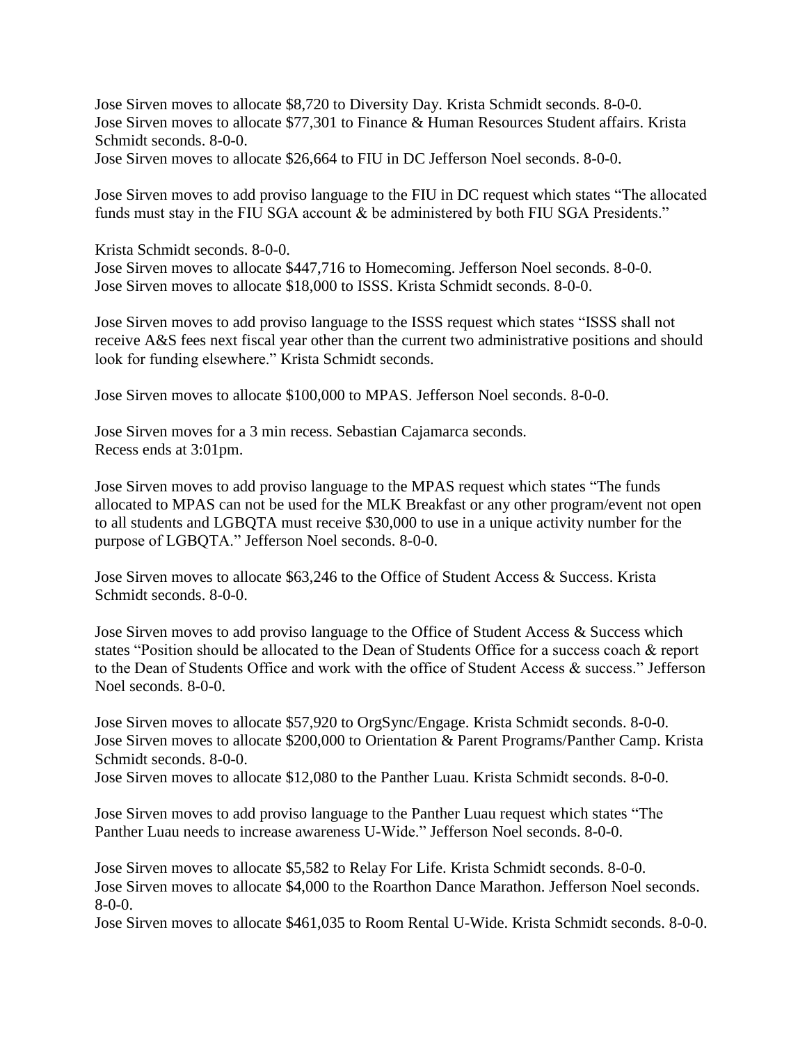Jose Sirven moves to allocate $8,720 to Diversity Day. Krista Schmidt seconds. 8-0-0.
Jose Sirven moves to allocate $77,301 to Finance & Human Resources Student affairs. Krista Schmidt seconds. 8-0-0.
Jose Sirven moves to allocate $26,664 to FIU in DC Jefferson Noel seconds. 8-0-0.

Jose Sirven moves to add proviso language to the FIU in DC request which states "The allocated funds must stay in the FIU SGA account & be administered by both FIU SGA Presidents."

Krista Schmidt seconds. 8-0-0.
Jose Sirven moves to allocate $447,716 to Homecoming. Jefferson Noel seconds. 8-0-0.
Jose Sirven moves to allocate $18,000 to ISSS. Krista Schmidt seconds. 8-0-0.

Jose Sirven moves to add proviso language to the ISSS request which states "ISSS shall not receive A&S fees next fiscal year other than the current two administrative positions and should look for funding elsewhere." Krista Schmidt seconds.

Jose Sirven moves to allocate $100,000 to MPAS. Jefferson Noel seconds. 8-0-0.

Jose Sirven moves for a 3 min recess. Sebastian Cajamarca seconds.
Recess ends at 3:01pm.

Jose Sirven moves to add proviso language to the MPAS request which states "The funds allocated to MPAS can not be used for the MLK Breakfast or any other program/event not open to all students and LGBQTA must receive $30,000 to use in a unique activity number for the purpose of LGBQTA." Jefferson Noel seconds. 8-0-0.

Jose Sirven moves to allocate $63,246 to the Office of Student Access & Success. Krista Schmidt seconds. 8-0-0.

Jose Sirven moves to add proviso language to the Office of Student Access & Success which states "Position should be allocated to the Dean of Students Office for a success coach & report to the Dean of Students Office and work with the office of Student Access & success." Jefferson Noel seconds. 8-0-0.

Jose Sirven moves to allocate $57,920 to OrgSync/Engage. Krista Schmidt seconds. 8-0-0.
Jose Sirven moves to allocate $200,000 to Orientation & Parent Programs/Panther Camp. Krista Schmidt seconds. 8-0-0.
Jose Sirven moves to allocate $12,080 to the Panther Luau. Krista Schmidt seconds. 8-0-0.

Jose Sirven moves to add proviso language to the Panther Luau request which states "The Panther Luau needs to increase awareness U-Wide." Jefferson Noel seconds. 8-0-0.

Jose Sirven moves to allocate $5,582 to Relay For Life. Krista Schmidt seconds. 8-0-0.
Jose Sirven moves to allocate $4,000 to the Roarthon Dance Marathon. Jefferson Noel seconds. 8-0-0.
Jose Sirven moves to allocate $461,035 to Room Rental U-Wide. Krista Schmidt seconds. 8-0-0.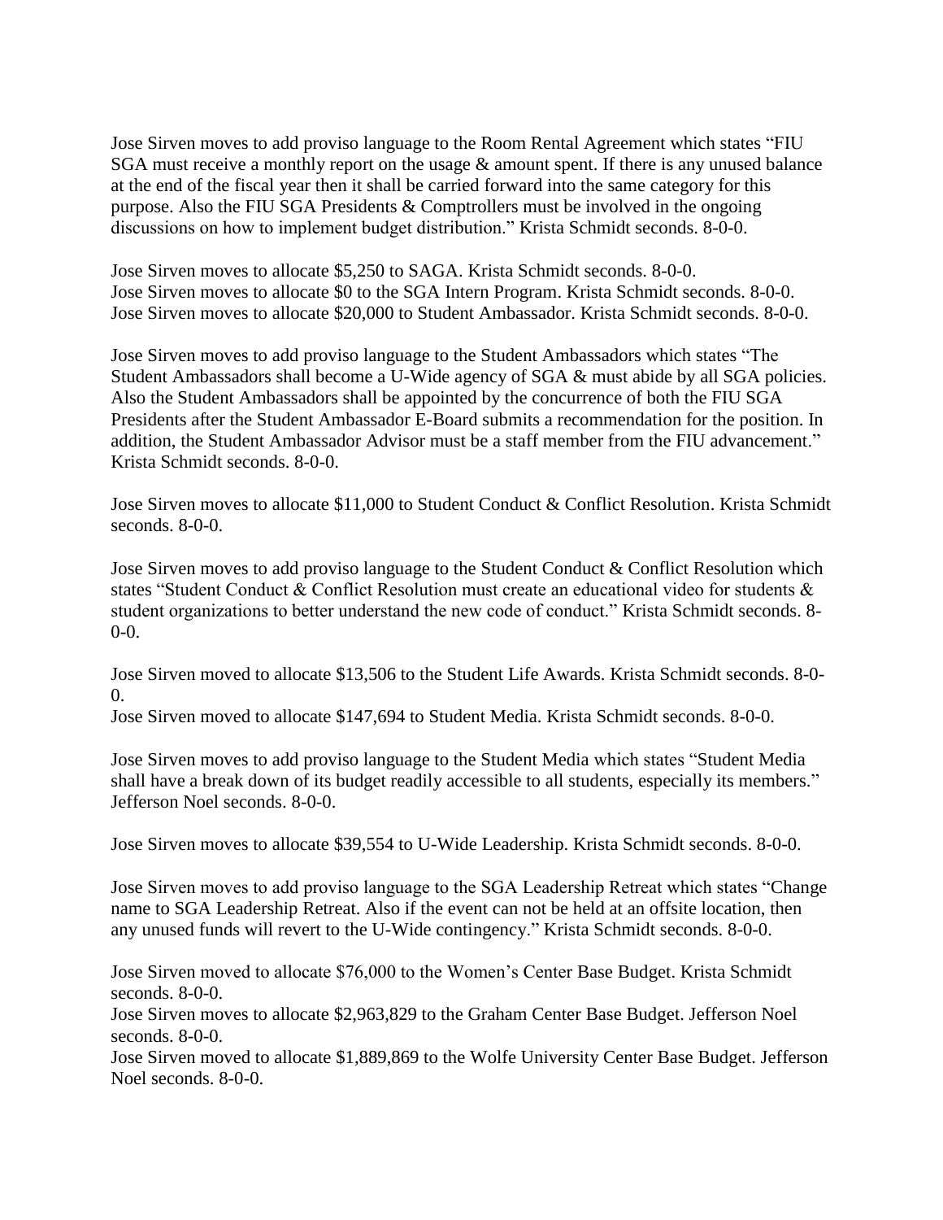Jose Sirven moves to add proviso language to the Room Rental Agreement which states "FIU SGA must receive a monthly report on the usage & amount spent. If there is any unused balance at the end of the fiscal year then it shall be carried forward into the same category for this purpose. Also the FIU SGA Presidents & Comptrollers must be involved in the ongoing discussions on how to implement budget distribution." Krista Schmidt seconds. 8-0-0.

Jose Sirven moves to allocate $5,250 to SAGA. Krista Schmidt seconds. 8-0-0.
Jose Sirven moves to allocate $0 to the SGA Intern Program. Krista Schmidt seconds. 8-0-0.
Jose Sirven moves to allocate $20,000 to Student Ambassador. Krista Schmidt seconds. 8-0-0.

Jose Sirven moves to add proviso language to the Student Ambassadors which states "The Student Ambassadors shall become a U-Wide agency of SGA & must abide by all SGA policies. Also the Student Ambassadors shall be appointed by the concurrence of both the FIU SGA Presidents after the Student Ambassador E-Board submits a recommendation for the position. In addition, the Student Ambassador Advisor must be a staff member from the FIU advancement." Krista Schmidt seconds. 8-0-0.

Jose Sirven moves to allocate $11,000 to Student Conduct & Conflict Resolution. Krista Schmidt seconds. 8-0-0.

Jose Sirven moves to add proviso language to the Student Conduct & Conflict Resolution which states "Student Conduct & Conflict Resolution must create an educational video for students & student organizations to better understand the new code of conduct." Krista Schmidt seconds. 8-0-0.

Jose Sirven moved to allocate $13,506 to the Student Life Awards. Krista Schmidt seconds. 8-0-0.
Jose Sirven moved to allocate $147,694 to Student Media. Krista Schmidt seconds. 8-0-0.

Jose Sirven moves to add proviso language to the Student Media which states "Student Media shall have a break down of its budget readily accessible to all students, especially its members." Jefferson Noel seconds. 8-0-0.

Jose Sirven moves to allocate $39,554 to U-Wide Leadership. Krista Schmidt seconds. 8-0-0.

Jose Sirven moves to add proviso language to the SGA Leadership Retreat which states "Change name to SGA Leadership Retreat. Also if the event can not be held at an offsite location, then any unused funds will revert to the U-Wide contingency." Krista Schmidt seconds. 8-0-0.

Jose Sirven moved to allocate $76,000 to the Women's Center Base Budget. Krista Schmidt seconds. 8-0-0.
Jose Sirven moves to allocate $2,963,829 to the Graham Center Base Budget. Jefferson Noel seconds. 8-0-0.
Jose Sirven moved to allocate $1,889,869 to the Wolfe University Center Base Budget. Jefferson Noel seconds. 8-0-0.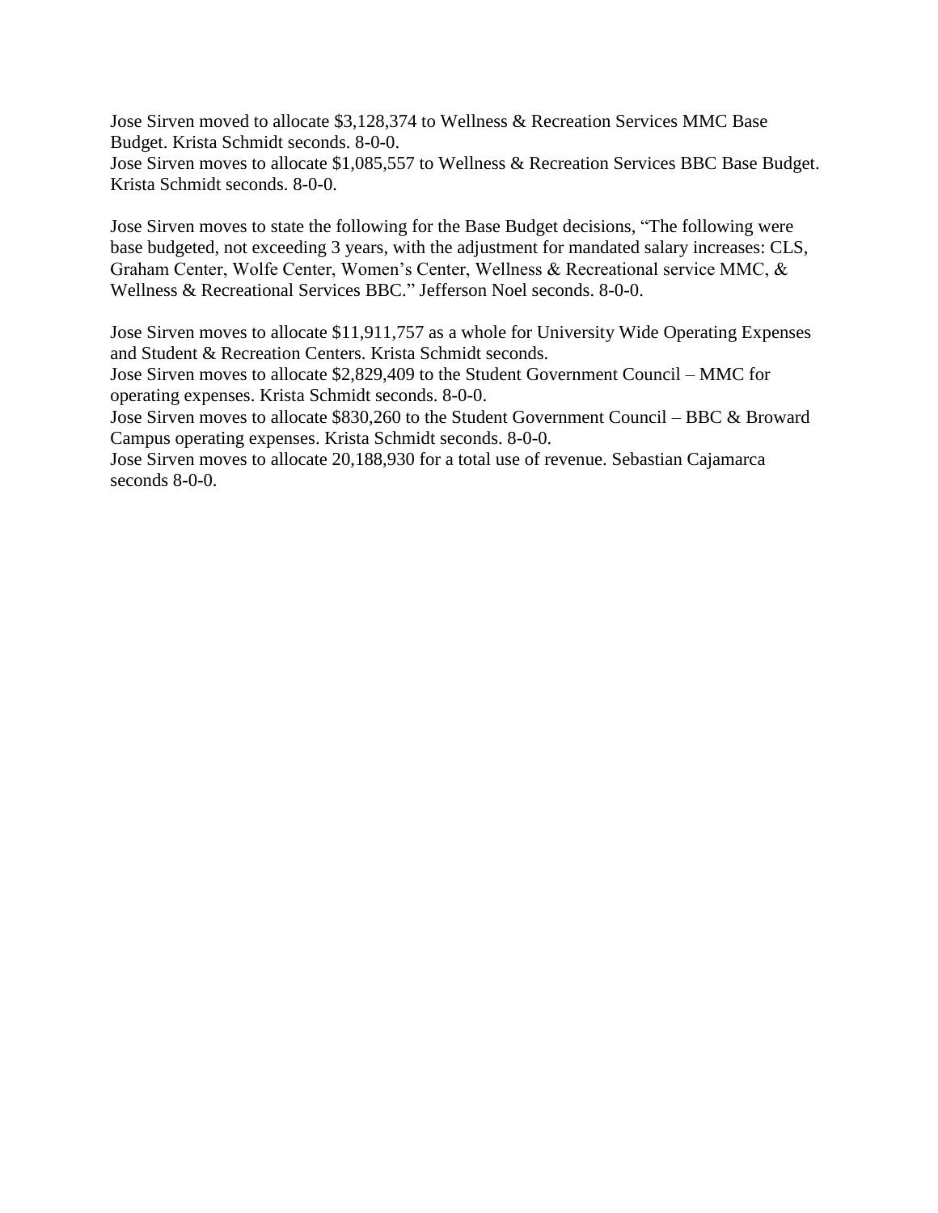Jose Sirven moved to allocate $3,128,374 to Wellness & Recreation Services MMC Base Budget. Krista Schmidt seconds. 8-0-0.
Jose Sirven moves to allocate $1,085,557 to Wellness & Recreation Services BBC Base Budget. Krista Schmidt seconds. 8-0-0.

Jose Sirven moves to state the following for the Base Budget decisions, "The following were base budgeted, not exceeding 3 years, with the adjustment for mandated salary increases: CLS, Graham Center, Wolfe Center, Women's Center, Wellness & Recreational service MMC, & Wellness & Recreational Services BBC." Jefferson Noel seconds. 8-0-0.

Jose Sirven moves to allocate $11,911,757 as a whole for University Wide Operating Expenses and Student & Recreation Centers. Krista Schmidt seconds.
Jose Sirven moves to allocate $2,829,409 to the Student Government Council – MMC for operating expenses. Krista Schmidt seconds. 8-0-0.
Jose Sirven moves to allocate $830,260 to the Student Government Council – BBC & Broward Campus operating expenses. Krista Schmidt seconds. 8-0-0.
Jose Sirven moves to allocate 20,188,930 for a total use of revenue. Sebastian Cajamarca seconds 8-0-0.